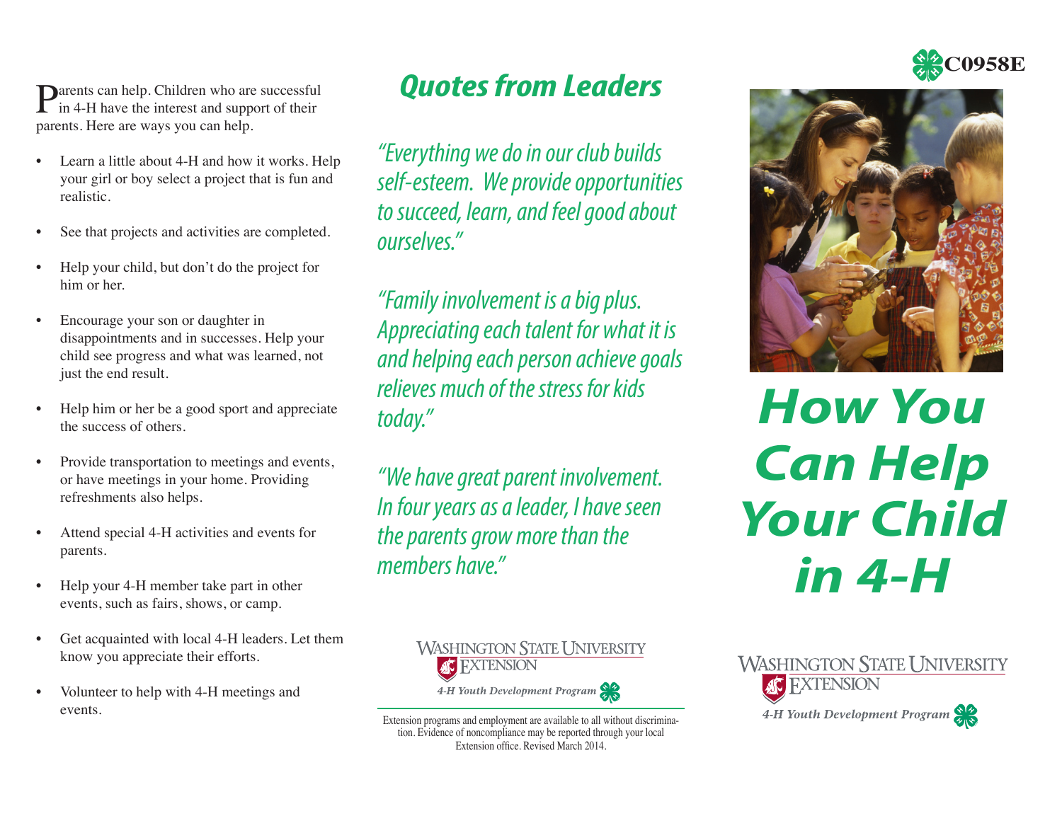Parents can help. Children who are successful in 4-H have the interest and support of their parents. Here are ways you can help.

- Learn a little about 4-H and how it works. Help your girl or boy select a project that is fun and realistic.
- See that projects and activities are completed.
- Help your child, but don't do the project for him or her.
- Encourage your son or daughter in disappointments and in successes. Help your child see progress and what was learned, not just the end result.
- Help him or her be a good sport and appreciate the success of others.
- Provide transportation to meetings and events, or have meetings in your home. Providing refreshments also helps.
- Attend special 4-H activities and events for parents.
- Help your 4-H member take part in other events, such as fairs, shows, or camp.
- Get acquainted with local 4-H leaders. Let them know you appreciate their efforts.
- Volunteer to help with 4-H meetings and events.

## Quotes from Leaders

*"Everything we do in our club builds self-esteem. We provide opportunities to succeed, learn, and feel good about ourselves."*

*"Family involvement is a big plus. Appreciating each talent for what it is and helping each person achieve goals relieves much of the stress for kids today."*

*"We have great parent involvement. In four years as a leader, I have seen the parents grow more than the members have."*

Washington State University Extension
*4-H Youth Development Program*

Extension programs and employment are available to all without discrimination. Evidence of noncompliance may be reported through your local Extension office. Revised March 2014.

C0958E

# How You Can Help Your Child in 4-H

Washington State University Extension
*4-H Youth Development Program*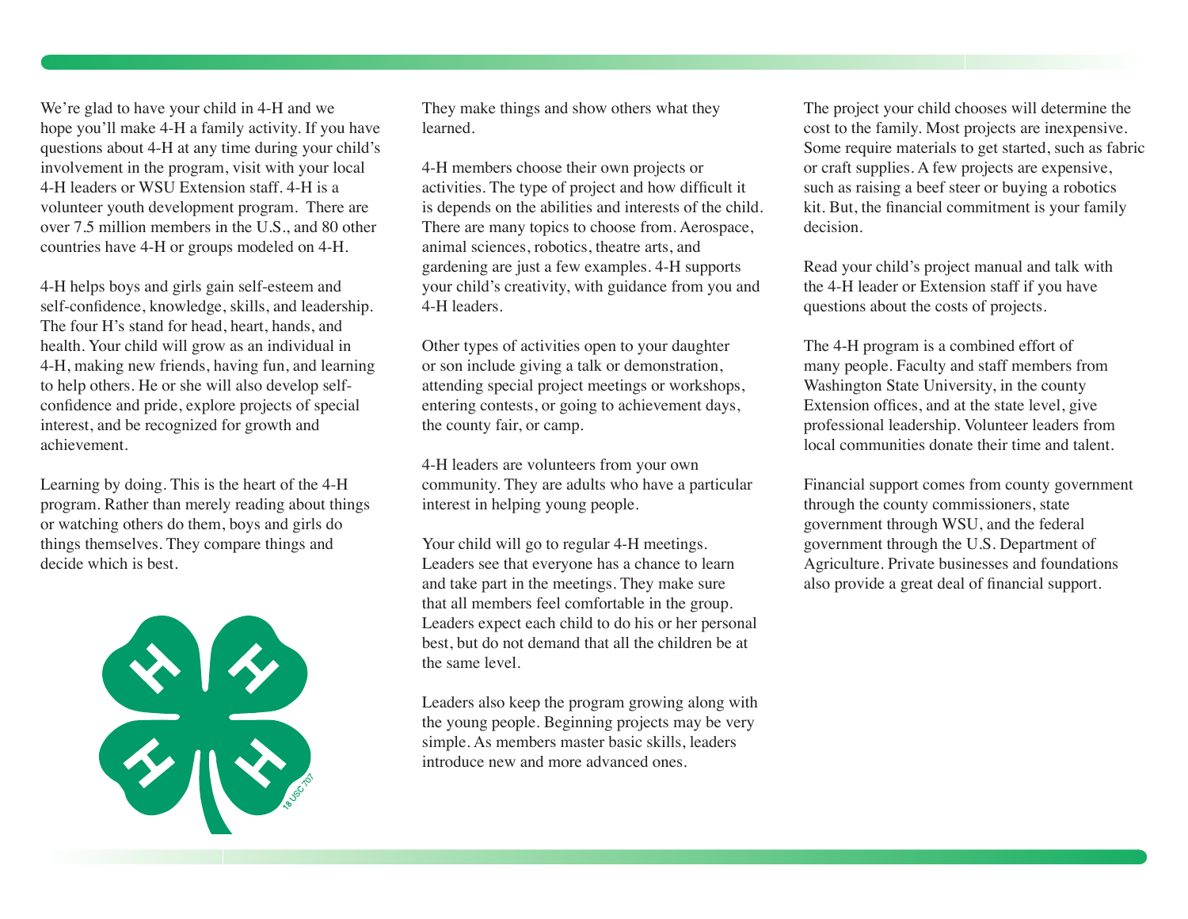We're glad to have your child in 4-H and we hope you'll make 4-H a family activity. If you have questions about 4-H at any time during your child's involvement in the program, visit with your local 4-H leaders or WSU Extension staff. 4-H is a volunteer youth development program. There are over 7.5 million members in the U.S., and 80 other countries have 4-H or groups modeled on 4-H.

4-H helps boys and girls gain self-esteem and self-confidence, knowledge, skills, and leadership. The four H's stand for head, heart, hands, and health. Your child will grow as an individual in 4-H, making new friends, having fun, and learning to help others. He or she will also develop self-confidence and pride, explore projects of special interest, and be recognized for growth and achievement.

Learning by doing. This is the heart of the 4-H program. Rather than merely reading about things or watching others do them, boys and girls do things themselves. They compare things and decide which is best. They make things and show others what they learned.

4-H members choose their own projects or activities. The type of project and how difficult it is depends on the abilities and interests of the child. There are many topics to choose from. Aerospace, animal sciences, robotics, theatre arts, and gardening are just a few examples. 4-H supports your child's creativity, with guidance from you and 4-H leaders.

Other types of activities open to your daughter or son include giving a talk or demonstration, attending special project meetings or workshops, entering contests, or going to achievement days, the county fair, or camp.

4-H leaders are volunteers from your own community. They are adults who have a particular interest in helping young people.

Your child will go to regular 4-H meetings. Leaders see that everyone has a chance to learn and take part in the meetings. They make sure that all members feel comfortable in the group. Leaders expect each child to do his or her personal best, but do not demand that all the children be at the same level.

Leaders also keep the program growing along with the young people. Beginning projects may be very simple. As members master basic skills, leaders introduce new and more advanced ones.

The project your child chooses will determine the cost to the family. Most projects are inexpensive. Some require materials to get started, such as fabric or craft supplies. A few projects are expensive, such as raising a beef steer or buying a robotics kit. But, the financial commitment is your family decision.

Read your child's project manual and talk with the 4-H leader or Extension staff if you have questions about the costs of projects.

The 4-H program is a combined effort of many people. Faculty and staff members from Washington State University, in the county Extension offices, and at the state level, give professional leadership. Volunteer leaders from local communities donate their time and talent.

Financial support comes from county government through the county commissioners, state government through WSU, and the federal government through the U.S. Department of Agriculture. Private businesses and foundations also provide a great deal of financial support.